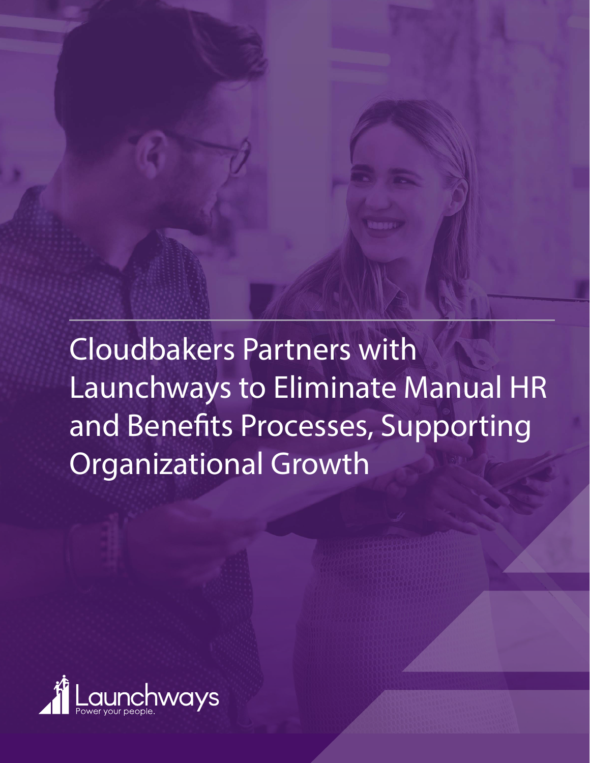# Cloudbakers Partners with Launchways to Eliminate Manual HR and Benefits Processes, Supporting Organizational Growth

Launchways

Power your people.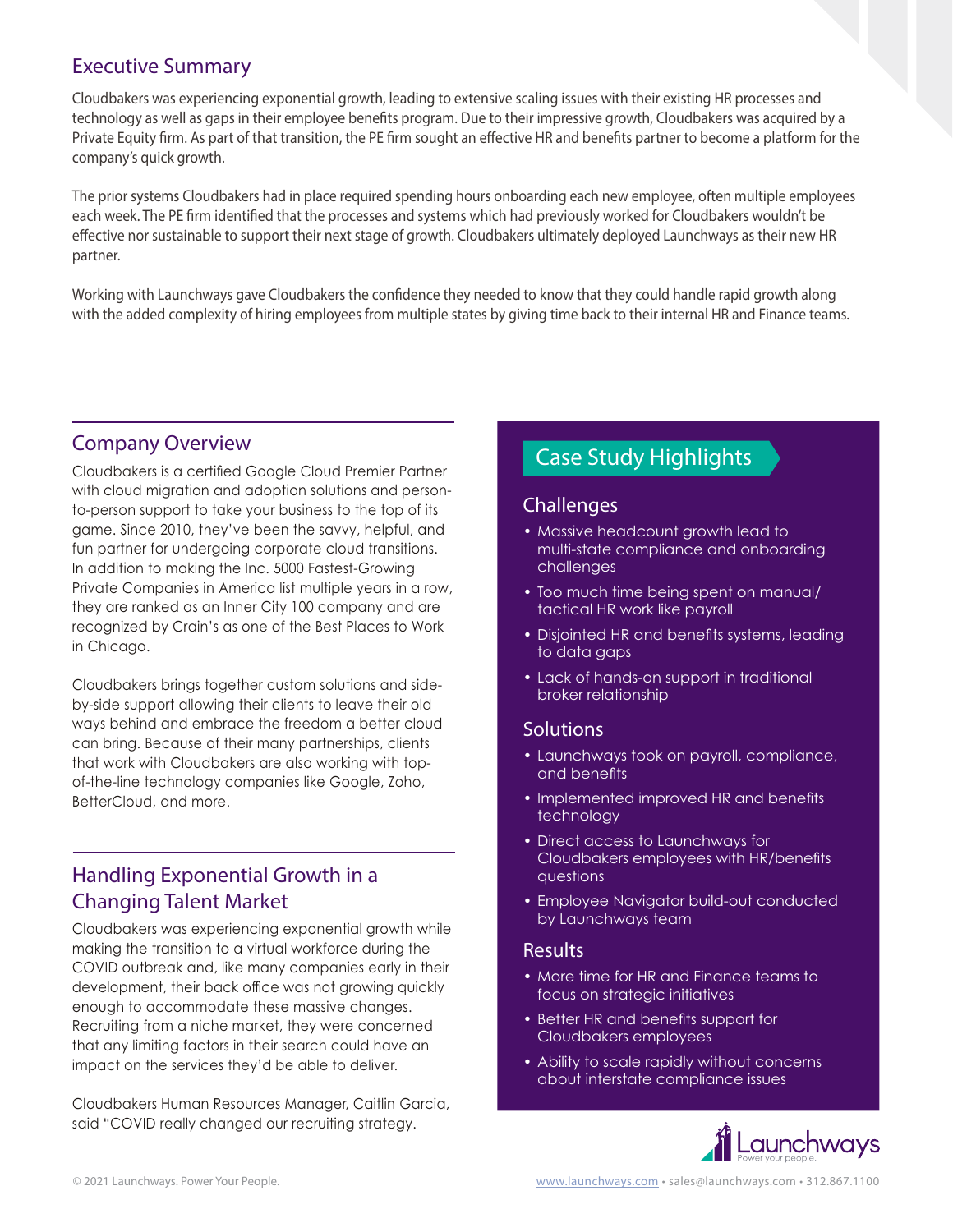## Executive Summary

Cloudbakers was experiencing exponential growth, leading to extensive scaling issues with their existing HR processes and technology as well as gaps in their employee benefits program. Due to their impressive growth, Cloudbakers was acquired by a Private Equity firm. As part of that transition, the PE firm sought an effective HR and benefits partner to become a platform for the company's quick growth.

The prior systems Cloudbakers had in place required spending hours onboarding each new employee, often multiple employees each week. The PE firm identified that the processes and systems which had previously worked for Cloudbakers wouldn't be effective nor sustainable to support their next stage of growth. Cloudbakers ultimately deployed Launchways as their new HR partner.

Working with Launchways gave Cloudbakers the confidence they needed to know that they could handle rapid growth along with the added complexity of hiring employees from multiple states by giving time back to their internal HR and Finance teams.

## Company Overview

Cloudbakers is a certified Google Cloud Premier Partner with cloud migration and adoption solutions and person-to-person support to take your business to the top of its game. Since 2010, they've been the savvy, helpful, and fun partner for undergoing corporate cloud transitions. In addition to making the Inc. 5000 Fastest-Growing Private Companies in America list multiple years in a row, they are ranked as an Inner City 100 company and are recognized by Crain's as one of the Best Places to Work in Chicago.

Cloudbakers brings together custom solutions and side-by-side support allowing their clients to leave their old ways behind and embrace the freedom a better cloud can bring. Because of their many partnerships, clients that work with Cloudbakers are also working with top-of-the-line technology companies like Google, Zoho, BetterCloud, and more.

## Handling Exponential Growth in a Changing Talent Market

Cloudbakers was experiencing exponential growth while making the transition to a virtual workforce during the COVID outbreak and, like many companies early in their development, their back office was not growing quickly enough to accommodate these massive changes. Recruiting from a niche market, they were concerned that any limiting factors in their search could have an impact on the services they'd be able to deliver.

Cloudbakers Human Resources Manager, Caitlin Garcia, said "COVID really changed our recruiting strategy.

## Case Study Highlights

### Challenges

- Massive headcount growth lead to multi-state compliance and onboarding challenges
- Too much time being spent on manual/tactical HR work like payroll
- Disjointed HR and benefits systems, leading to data gaps
- Lack of hands-on support in traditional broker relationship

### Solutions

- Launchways took on payroll, compliance, and benefits
- Implemented improved HR and benefits technology
- Direct access to Launchways for Cloudbakers employees with HR/benefits questions
- Employee Navigator build-out conducted by Launchways team

### Results

- More time for HR and Finance teams to focus on strategic initiatives
- Better HR and benefits support for Cloudbakers employees
- Ability to scale rapidly without concerns about interstate compliance issues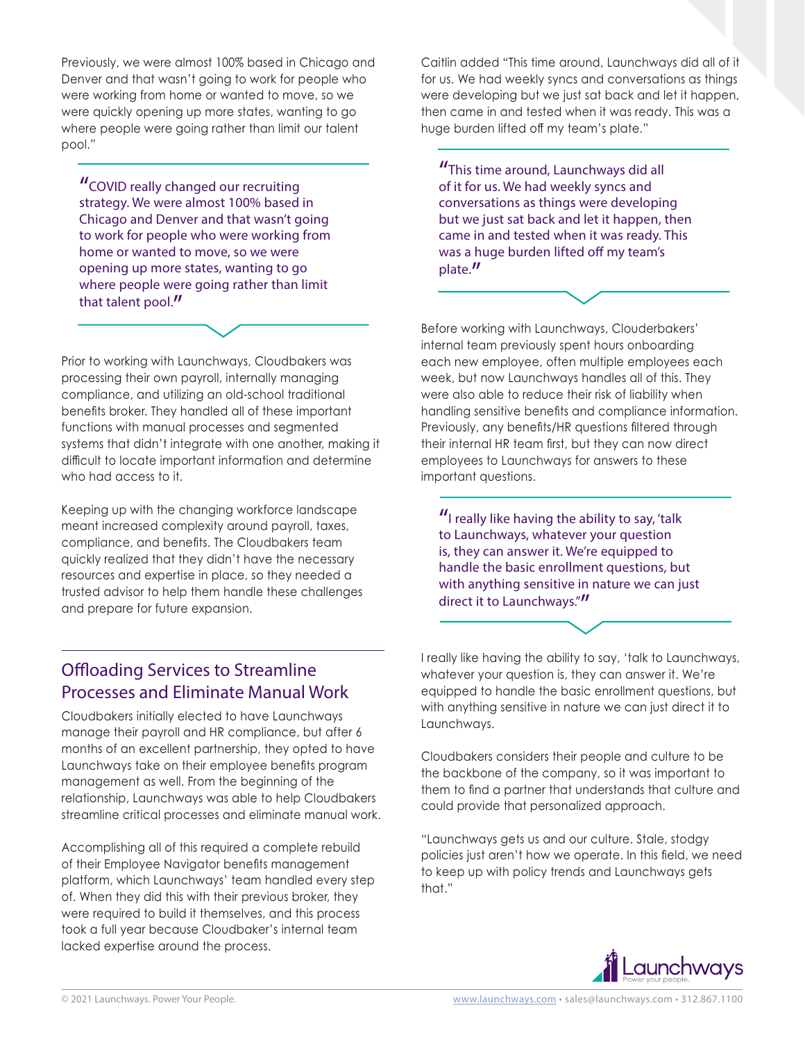Previously, we were almost 100% based in Chicago and Denver and that wasn't going to work for people who were working from home or wanted to move, so we were quickly opening up more states, wanting to go where people were going rather than limit our talent pool."

> "COVID really changed our recruiting strategy. We were almost 100% based in Chicago and Denver and that wasn't going to work for people who were working from home or wanted to move, so we were opening up more states, wanting to go where people were going rather than limit that talent pool."

Prior to working with Launchways, Cloudbakers was processing their own payroll, internally managing compliance, and utilizing an old-school traditional benefits broker. They handled all of these important functions with manual processes and segmented systems that didn't integrate with one another, making it difficult to locate important information and determine who had access to it.

Keeping up with the changing workforce landscape meant increased complexity around payroll, taxes, compliance, and benefits. The Cloudbakers team quickly realized that they didn't have the necessary resources and expertise in place, so they needed a trusted advisor to help them handle these challenges and prepare for future expansion.

## Offloading Services to Streamline Processes and Eliminate Manual Work

Cloudbakers initially elected to have Launchways manage their payroll and HR compliance, but after 6 months of an excellent partnership, they opted to have Launchways take on their employee benefits program management as well. From the beginning of the relationship, Launchways was able to help Cloudbakers streamline critical processes and eliminate manual work.

Accomplishing all of this required a complete rebuild of their Employee Navigator benefits management platform, which Launchways' team handled every step of. When they did this with their previous broker, they were required to build it themselves, and this process took a full year because Cloudbaker's internal team lacked expertise around the process.

Caitlin added "This time around, Launchways did all of it for us. We had weekly syncs and conversations as things were developing but we just sat back and let it happen, then came in and tested when it was ready. This was a huge burden lifted off my team's plate."

> "This time around, Launchways did all of it for us. We had weekly syncs and conversations as things were developing but we just sat back and let it happen, then came in and tested when it was ready. This was a huge burden lifted off my team's plate."

Before working with Launchways, Clouderbakers' internal team previously spent hours onboarding each new employee, often multiple employees each week, but now Launchways handles all of this. They were also able to reduce their risk of liability when handling sensitive benefits and compliance information. Previously, any benefits/HR questions filtered through their internal HR team first, but they can now direct employees to Launchways for answers to these important questions.

> "I really like having the ability to say, 'talk to Launchways, whatever your question is, they can answer it. We're equipped to handle the basic enrollment questions, but with anything sensitive in nature we can just direct it to Launchways."

I really like having the ability to say, 'talk to Launchways, whatever your question is, they can answer it. We're equipped to handle the basic enrollment questions, but with anything sensitive in nature we can just direct it to Launchways.

Cloudbakers considers their people and culture to be the backbone of the company, so it was important to them to find a partner that understands that culture and could provide that personalized approach.

"Launchways gets us and our culture. Stale, stodgy policies just aren't how we operate. In this field, we need to keep up with policy trends and Launchways gets that."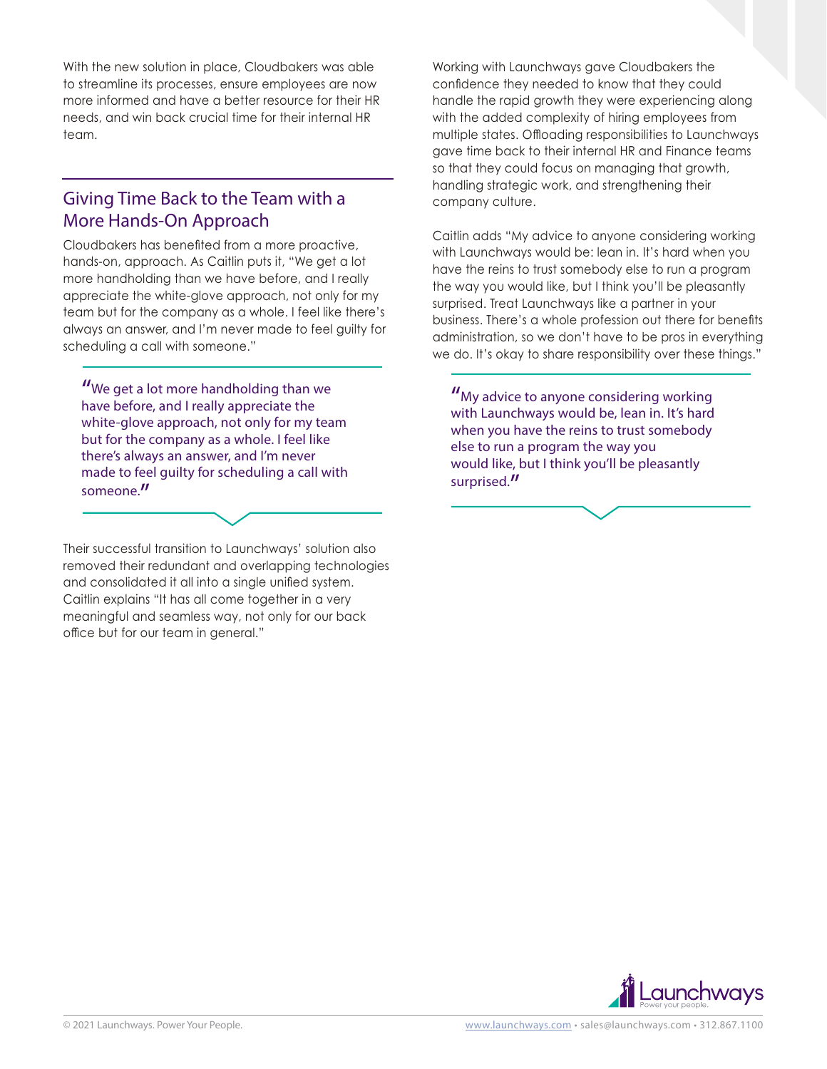With the new solution in place, Cloudbakers was able to streamline its processes, ensure employees are now more informed and have a better resource for their HR needs, and win back crucial time for their internal HR team.

## Giving Time Back to the Team with a More Hands-On Approach

Cloudbakers has benefited from a more proactive, hands-on, approach. As Caitlin puts it, "We get a lot more handholding than we have before, and I really appreciate the white-glove approach, not only for my team but for the company as a whole. I feel like there's always an answer, and I'm never made to feel guilty for scheduling a call with someone."

> "We get a lot more handholding than we have before, and I really appreciate the white-glove approach, not only for my team but for the company as a whole. I feel like there's always an answer, and I'm never made to feel guilty for scheduling a call with someone."

Their successful transition to Launchways' solution also removed their redundant and overlapping technologies and consolidated it all into a single unified system. Caitlin explains "It has all come together in a very meaningful and seamless way, not only for our back office but for our team in general."

Working with Launchways gave Cloudbakers the confidence they needed to know that they could handle the rapid growth they were experiencing along with the added complexity of hiring employees from multiple states. Offloading responsibilities to Launchways gave time back to their internal HR and Finance teams so that they could focus on managing that growth, handling strategic work, and strengthening their company culture.

Caitlin adds "My advice to anyone considering working with Launchways would be: lean in. It's hard when you have the reins to trust somebody else to run a program the way you would like, but I think you'll be pleasantly surprised. Treat Launchways like a partner in your business. There's a whole profession out there for benefits administration, so we don't have to be pros in everything we do. It's okay to share responsibility over these things."

> "My advice to anyone considering working with Launchways would be, lean in. It's hard when you have the reins to trust somebody else to run a program the way you would like, but I think you'll be pleasantly surprised."

Launchways
Power your people.

© 2021 Launchways. Power Your People.

www.launchways.com • sales@launchways.com • 312.867.1100